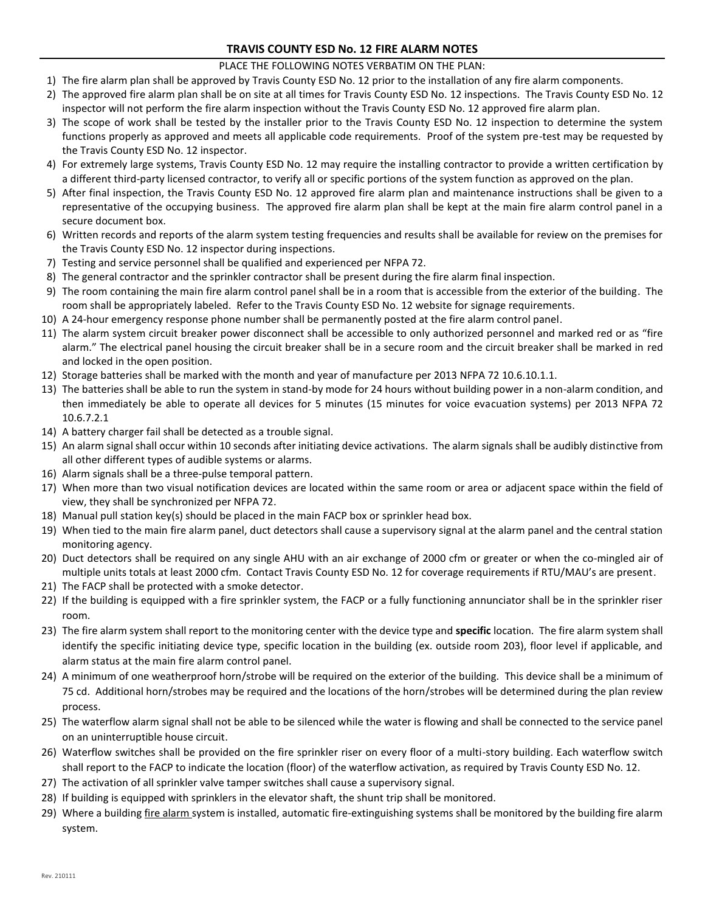# TRAVIS COUNTY ESD No. 12 FIRE ALARM NOTES

PLACE THE FOLLOWING NOTES VERBATIM ON THE PLAN:

1) The fire alarm plan shall be approved by Travis County ESD No. 12 prior to the installation of any fire alarm components.
2) The approved fire alarm plan shall be on site at all times for Travis County ESD No. 12 inspections. The Travis County ESD No. 12 inspector will not perform the fire alarm inspection without the Travis County ESD No. 12 approved fire alarm plan.
3) The scope of work shall be tested by the installer prior to the Travis County ESD No. 12 inspection to determine the system functions properly as approved and meets all applicable code requirements. Proof of the system pre-test may be requested by the Travis County ESD No. 12 inspector.
4) For extremely large systems, Travis County ESD No. 12 may require the installing contractor to provide a written certification by a different third-party licensed contractor, to verify all or specific portions of the system function as approved on the plan.
5) After final inspection, the Travis County ESD No. 12 approved fire alarm plan and maintenance instructions shall be given to a representative of the occupying business. The approved fire alarm plan shall be kept at the main fire alarm control panel in a secure document box.
6) Written records and reports of the alarm system testing frequencies and results shall be available for review on the premises for the Travis County ESD No. 12 inspector during inspections.
7) Testing and service personnel shall be qualified and experienced per NFPA 72.
8) The general contractor and the sprinkler contractor shall be present during the fire alarm final inspection.
9) The room containing the main fire alarm control panel shall be in a room that is accessible from the exterior of the building. The room shall be appropriately labeled. Refer to the Travis County ESD No. 12 website for signage requirements.
10) A 24-hour emergency response phone number shall be permanently posted at the fire alarm control panel.
11) The alarm system circuit breaker power disconnect shall be accessible to only authorized personnel and marked red or as "fire alarm." The electrical panel housing the circuit breaker shall be in a secure room and the circuit breaker shall be marked in red and locked in the open position.
12) Storage batteries shall be marked with the month and year of manufacture per 2013 NFPA 72 10.6.10.1.1.
13) The batteries shall be able to run the system in stand-by mode for 24 hours without building power in a non-alarm condition, and then immediately be able to operate all devices for 5 minutes (15 minutes for voice evacuation systems) per 2013 NFPA 72 10.6.7.2.1
14) A battery charger fail shall be detected as a trouble signal.
15) An alarm signal shall occur within 10 seconds after initiating device activations. The alarm signals shall be audibly distinctive from all other different types of audible systems or alarms.
16) Alarm signals shall be a three-pulse temporal pattern.
17) When more than two visual notification devices are located within the same room or area or adjacent space within the field of view, they shall be synchronized per NFPA 72.
18) Manual pull station key(s) should be placed in the main FACP box or sprinkler head box.
19) When tied to the main fire alarm panel, duct detectors shall cause a supervisory signal at the alarm panel and the central station monitoring agency.
20) Duct detectors shall be required on any single AHU with an air exchange of 2000 cfm or greater or when the co-mingled air of multiple units totals at least 2000 cfm. Contact Travis County ESD No. 12 for coverage requirements if RTU/MAU's are present.
21) The FACP shall be protected with a smoke detector.
22) If the building is equipped with a fire sprinkler system, the FACP or a fully functioning annunciator shall be in the sprinkler riser room.
23) The fire alarm system shall report to the monitoring center with the device type and **specific** location. The fire alarm system shall identify the specific initiating device type, specific location in the building (ex. outside room 203), floor level if applicable, and alarm status at the main fire alarm control panel.
24) A minimum of one weatherproof horn/strobe will be required on the exterior of the building. This device shall be a minimum of 75 cd. Additional horn/strobes may be required and the locations of the horn/strobes will be determined during the plan review process.
25) The waterflow alarm signal shall not be able to be silenced while the water is flowing and shall be connected to the service panel on an uninterruptible house circuit.
26) Waterflow switches shall be provided on the fire sprinkler riser on every floor of a multi-story building. Each waterflow switch shall report to the FACP to indicate the location (floor) of the waterflow activation, as required by Travis County ESD No. 12.
27) The activation of all sprinkler valve tamper switches shall cause a supervisory signal.
28) If building is equipped with sprinklers in the elevator shaft, the shunt trip shall be monitored.
29) Where a building <u>fire alarm</u> system is installed, automatic fire-extinguishing systems shall be monitored by the building fire alarm system.

Rev. 210111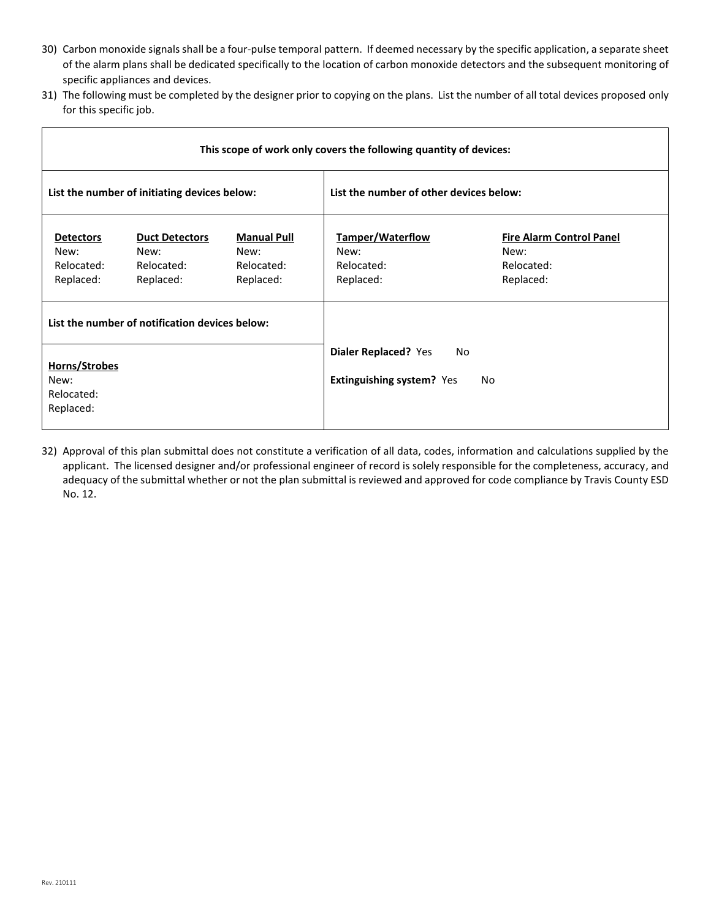30) Carbon monoxide signals shall be a four-pulse temporal pattern. If deemed necessary by the specific application, a separate sheet of the alarm plans shall be dedicated specifically to the location of carbon monoxide detectors and the subsequent monitoring of specific appliances and devices.

31) The following must be completed by the designer prior to copying on the plans. List the number of all total devices proposed only for this specific job.

| **This scope of work only covers the following quantity of devices:** | | | | |
|---|---|---|---|---|
| **List the number of initiating devices below:** | | | **List the number of other devices below:** | |
| **Detectors**<br>New:<br>Relocated:<br>Replaced: | **Duct Detectors**<br>New:<br>Relocated:<br>Replaced: | **Manual Pull**<br>New:<br>Relocated:<br>Replaced: | **Tamper/Waterflow**<br>New:<br>Relocated:<br>Replaced: | **Fire Alarm Control Panel**<br>New:<br>Relocated:<br>Replaced: |
| **List the number of notification devices below:** | | | | |
| **Horns/Strobes**<br>New:<br>Relocated:<br>Replaced: | | | **Dialer Replaced?** Yes No<br>**Extinguishing system?** Yes No | |

32) Approval of this plan submittal does not constitute a verification of all data, codes, information and calculations supplied by the applicant. The licensed designer and/or professional engineer of record is solely responsible for the completeness, accuracy, and adequacy of the submittal whether or not the plan submittal is reviewed and approved for code compliance by Travis County ESD No. 12.

Rev. 210111